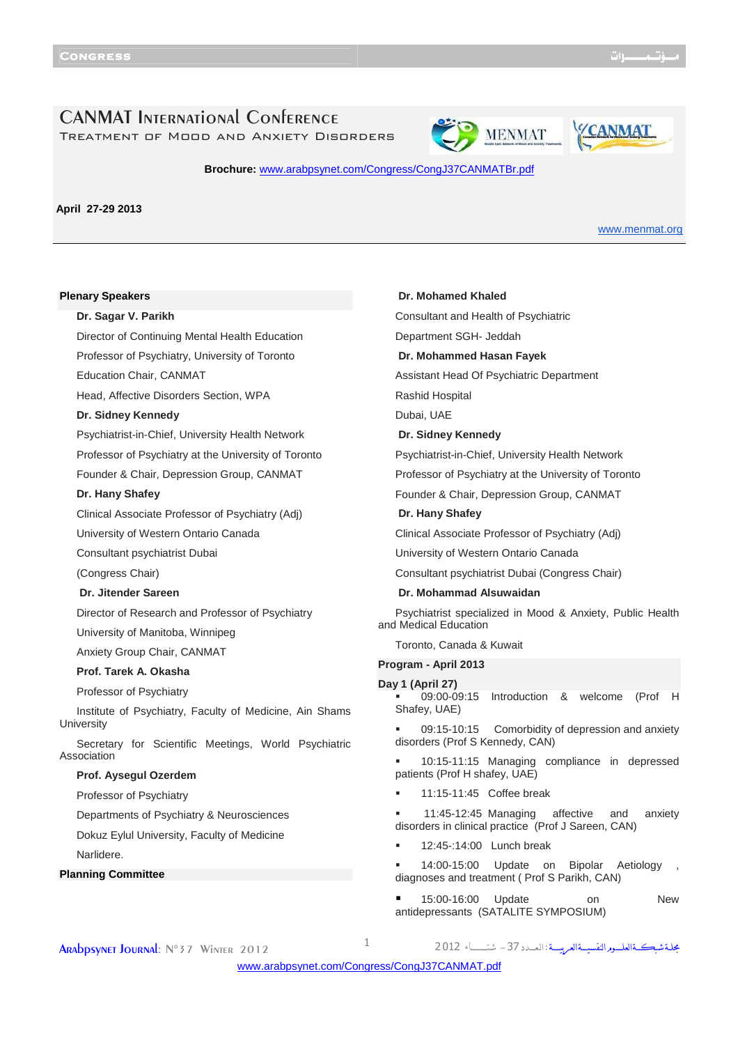# CANMAT International Conference

## Treatment of Mood and Anxiety Disorders

**Brochure:** www.arabpsynet.com/Congress/CongJ37CANMATBr.pdf

**April 27-29 2013**

www.menmat.org

**Plenary Speakers**

**Dr. Sagar V. Parikh**

Director of Continuing Mental Health Education

Professor of Psychiatry, University of Toronto

Education Chair, CANMAT

Head, Affective Disorders Section, WPA

**Dr. Sidney Kennedy**

Psychiatrist-in-Chief, University Health Network

Professor of Psychiatry at the University of Toronto

Founder & Chair, Depression Group, CANMAT

**Dr. Hany Shafey**

Clinical Associate Professor of Psychiatry (Adj)

University of Western Ontario Canada

Consultant psychiatrist Dubai

(Congress Chair)

**Dr. Jitender Sareen**

Director of Research and Professor of Psychiatry

University of Manitoba, Winnipeg

Anxiety Group Chair, CANMAT

**Prof. Tarek A. Okasha**

Professor of Psychiatry

Institute of Psychiatry, Faculty of Medicine, Ain Shams University

Secretary for Scientific Meetings, World Psychiatric Association

**Prof. Aysegul Ozerdem**

Professor of Psychiatry

Departments of Psychiatry & Neurosciences

Dokuz Eylul University, Faculty of Medicine

Narlidere.

**Planning Committee**

**Dr. Mohamed Khaled**

Consultant and Health of Psychiatric

Department SGH- Jeddah

**Dr. Mohammed Hasan Fayek**

Assistant Head Of Psychiatric Department

Rashid Hospital

Dubai, UAE

**Dr. Sidney Kennedy**

Psychiatrist-in-Chief, University Health Network

Professor of Psychiatry at the University of Toronto

Founder & Chair, Depression Group, CANMAT

**Dr. Hany Shafey**

Clinical Associate Professor of Psychiatry (Adj)

University of Western Ontario Canada

Consultant psychiatrist Dubai (Congress Chair)

**Dr. Mohammad Alsuwaidan**

Psychiatrist specialized in Mood & Anxiety, Public Health and Medical Education

Toronto, Canada & Kuwait

**Program - April 2013**

**Day 1 (April 27)**

- 09:00-09:15 Introduction & welcome (Prof H Shafey, UAE)
- 09:15-10:15 Comorbidity of depression and anxiety disorders (Prof S Kennedy, CAN)
- 10:15-11:15 Managing compliance in depressed patients (Prof H shafey, UAE)
- 11:15-11:45 Coffee break
- 11:45-12:45 Managing affective and anxiety disorders in clinical practice (Prof J Sareen, CAN)
- 12:45-:14:00 Lunch break
- 14:00-15:00 Update on Bipolar Aetiology , diagnoses and treatment ( Prof S Parikh, CAN)
- 15:00-16:00 Update on New antidepressants (SATALITE SYMPOSIUM)

www.arabpsynet.com/Congress/CongJ37CANMAT.pdf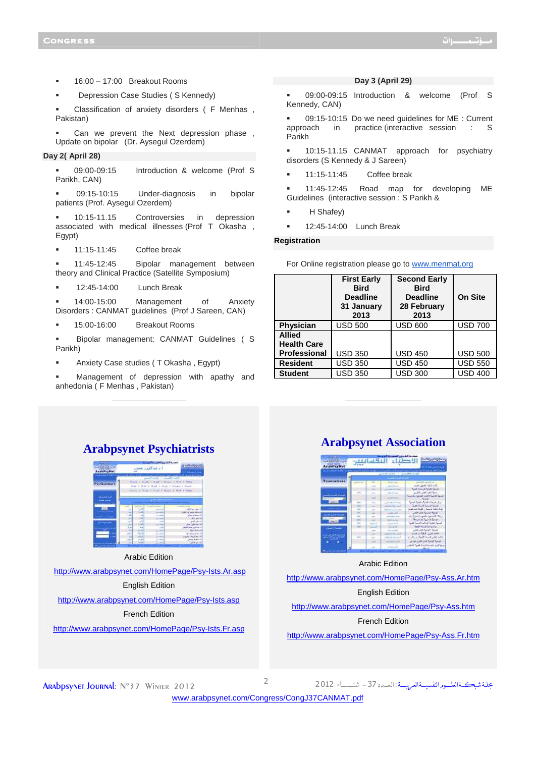- 16:00 – 17:00 Breakout Rooms
- Depression Case Studies ( S Kennedy)
- Classification of anxiety disorders ( F Menhas , Pakistan)
- Can we prevent the Next depression phase , Update on bipolar (Dr. Aysegul Ozerdem)

## Day 2( April 28)

- 09:00-09:15 Introduction & welcome (Prof S Parikh, CAN)
- 09:15-10:15 Under-diagnosis in bipolar patients (Prof. Aysegul Ozerdem)
- 10:15-11.15 Controversies in depression associated with medical illnesses (Prof T Okasha , Egypt)
- 11:15-11:45 Coffee break
- 11:45-12:45 Bipolar management between theory and Clinical Practice (Satellite Symposium)
- 12:45-14:00 Lunch Break
- 14:00-15:00 Management of Anxiety Disorders : CANMAT guidelines (Prof J Sareen, CAN)
- 15:00-16:00 Breakout Rooms
- Bipolar management: CANMAT Guidelines ( S Parikh)
- Anxiety Case studies ( T Okasha , Egypt)
- Management of depression with apathy and anhedonia ( F Menhas , Pakistan)

## Day 3 (April 29)

- 09:00-09:15 Introduction & welcome (Prof S Kennedy, CAN)
- 09:15-10:15 Do we need guidelines for ME : Current approach in practice (interactive session : S Parikh
- 10:15-11.15 CANMAT approach for psychiatry disorders (S Kennedy & J Sareen)
- 11:15-11:45 Coffee break
- 11:45-12:45 Road map for developing ME Guidelines (interactive session : S Parikh &
- H Shafey)
- 12:45-14:00 Lunch Break

## Registration

For Online registration please go to www.menmat.org

| | First Early Bird Deadline 31 January 2013 | Second Early Bird Deadline 28 February 2013 | On Site |
|---|---|---|---|
| Physician | USD 500 | USD 600 | USD 700 |
| Allied Health Care Professional | USD 350 | USD 450 | USD 500 |
| Resident | USD 350 | USD 450 | USD 550 |
| Student | USD 350 | USD 300 | USD 400 |

## Arabpsynet Psychiatrists

Arabic Edition

http://www.arabpsynet.com/HomePage/Psy-Ists.Ar.asp

English Edition

http://www.arabpsynet.com/HomePage/Psy-Ists.asp

French Edition

http://www.arabpsynet.com/HomePage/Psy-Ists.Fr.asp

## Arabpsynet Association

Arabic Edition

http://www.arabpsynet.com/HomePage/Psy-Ass.Ar.htm

English Edition

http://www.arabpsynet.com/HomePage/Psy-Ass.htm

French Edition

http://www.arabpsynet.com/HomePage/Psy-Ass.Fr.htm

www.arabpsynet.com/Congress/CongJ37CANMAT.pdf